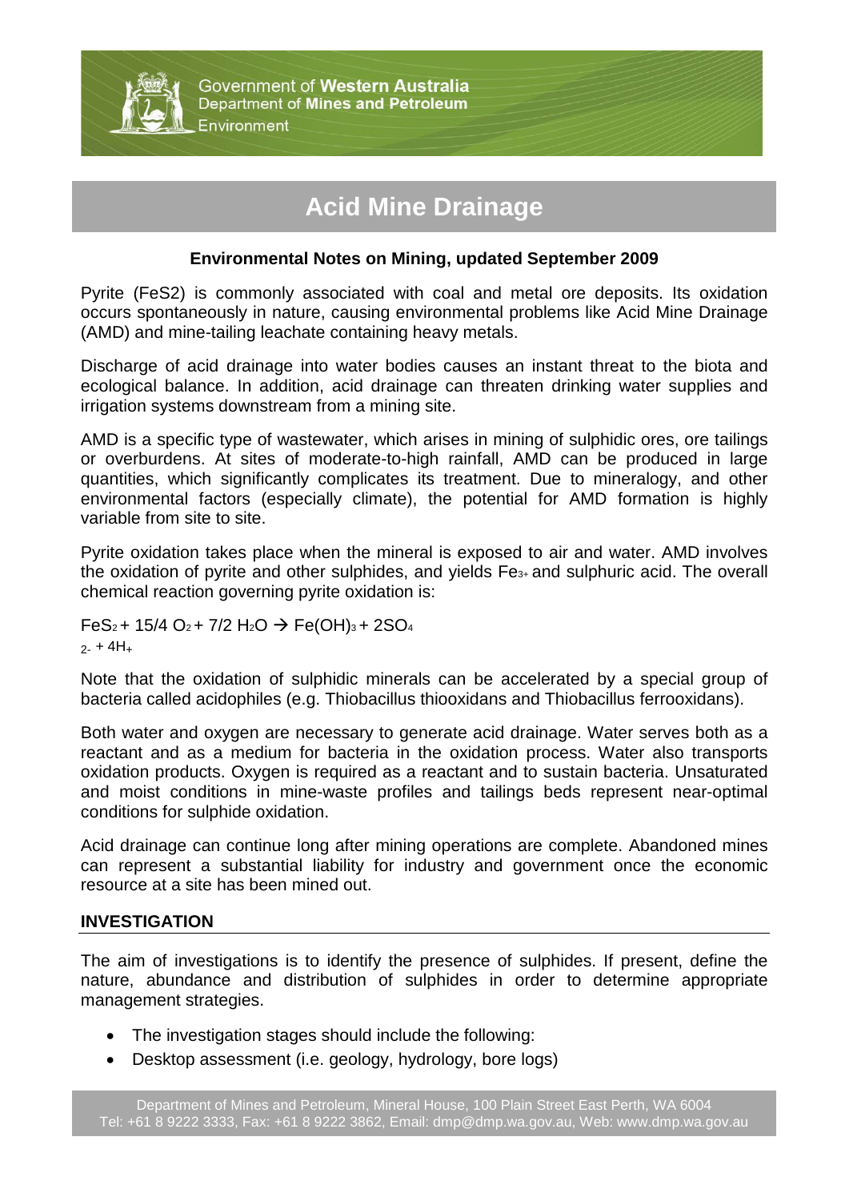Government of **Western Australia**
Department of **Mines and Petroleum**
Environment

# Acid Mine Drainage

**Environmental Notes on Mining, updated September 2009**

Pyrite (FeS2) is commonly associated with coal and metal ore deposits. Its oxidation occurs spontaneously in nature, causing environmental problems like Acid Mine Drainage (AMD) and mine-tailing leachate containing heavy metals.

Discharge of acid drainage into water bodies causes an instant threat to the biota and ecological balance. In addition, acid drainage can threaten drinking water supplies and irrigation systems downstream from a mining site.

AMD is a specific type of wastewater, which arises in mining of sulphidic ores, ore tailings or overburdens. At sites of moderate-to-high rainfall, AMD can be produced in large quantities, which significantly complicates its treatment. Due to mineralogy, and other environmental factors (especially climate), the potential for AMD formation is highly variable from site to site.

Pyrite oxidation takes place when the mineral is exposed to air and water. AMD involves the oxidation of pyrite and other sulphides, and yields $Fe^{3+}$ and sulphuric acid. The overall chemical reaction governing pyrite oxidation is:

$$FeS_2 + 15/4\ O_2 + 7/2\ H_2O \rightarrow Fe(OH)_3 + 2SO_4^{2-} + 4H^+$$

Note that the oxidation of sulphidic minerals can be accelerated by a special group of bacteria called acidophiles (e.g. Thiobacillus thiooxidans and Thiobacillus ferrooxidans).

Both water and oxygen are necessary to generate acid drainage. Water serves both as a reactant and as a medium for bacteria in the oxidation process. Water also transports oxidation products. Oxygen is required as a reactant and to sustain bacteria. Unsaturated and moist conditions in mine-waste profiles and tailings beds represent near-optimal conditions for sulphide oxidation.

Acid drainage can continue long after mining operations are complete. Abandoned mines can represent a substantial liability for industry and government once the economic resource at a site has been mined out.

## INVESTIGATION

The aim of investigations is to identify the presence of sulphides. If present, define the nature, abundance and distribution of sulphides in order to determine appropriate management strategies.

- The investigation stages should include the following:
- Desktop assessment (i.e. geology, hydrology, bore logs)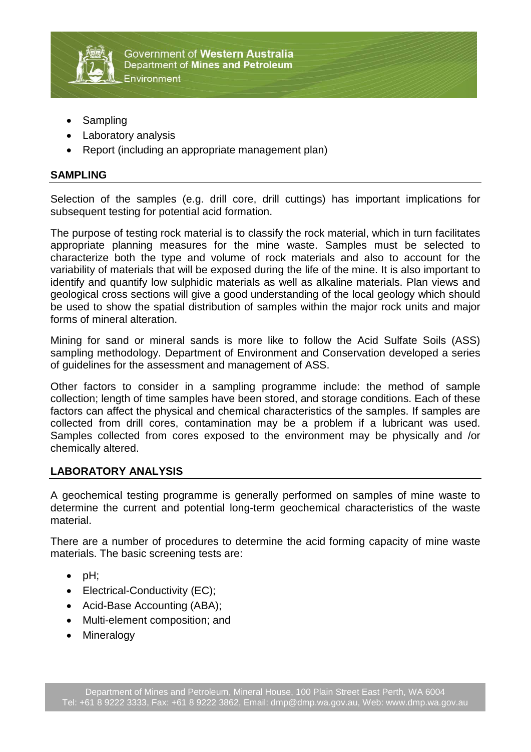- Sampling
- Laboratory analysis
- Report (including an appropriate management plan)

## SAMPLING

Selection of the samples (e.g. drill core, drill cuttings) has important implications for subsequent testing for potential acid formation.

The purpose of testing rock material is to classify the rock material, which in turn facilitates appropriate planning measures for the mine waste. Samples must be selected to characterize both the type and volume of rock materials and also to account for the variability of materials that will be exposed during the life of the mine. It is also important to identify and quantify low sulphidic materials as well as alkaline materials. Plan views and geological cross sections will give a good understanding of the local geology which should be used to show the spatial distribution of samples within the major rock units and major forms of mineral alteration.

Mining for sand or mineral sands is more like to follow the Acid Sulfate Soils (ASS) sampling methodology. Department of Environment and Conservation developed a series of guidelines for the assessment and management of ASS.

Other factors to consider in a sampling programme include: the method of sample collection; length of time samples have been stored, and storage conditions. Each of these factors can affect the physical and chemical characteristics of the samples. If samples are collected from drill cores, contamination may be a problem if a lubricant was used. Samples collected from cores exposed to the environment may be physically and /or chemically altered.

## LABORATORY ANALYSIS

A geochemical testing programme is generally performed on samples of mine waste to determine the current and potential long-term geochemical characteristics of the waste material.

There are a number of procedures to determine the acid forming capacity of mine waste materials. The basic screening tests are:

- pH;
- Electrical-Conductivity (EC);
- Acid-Base Accounting (ABA);
- Multi-element composition; and
- Mineralogy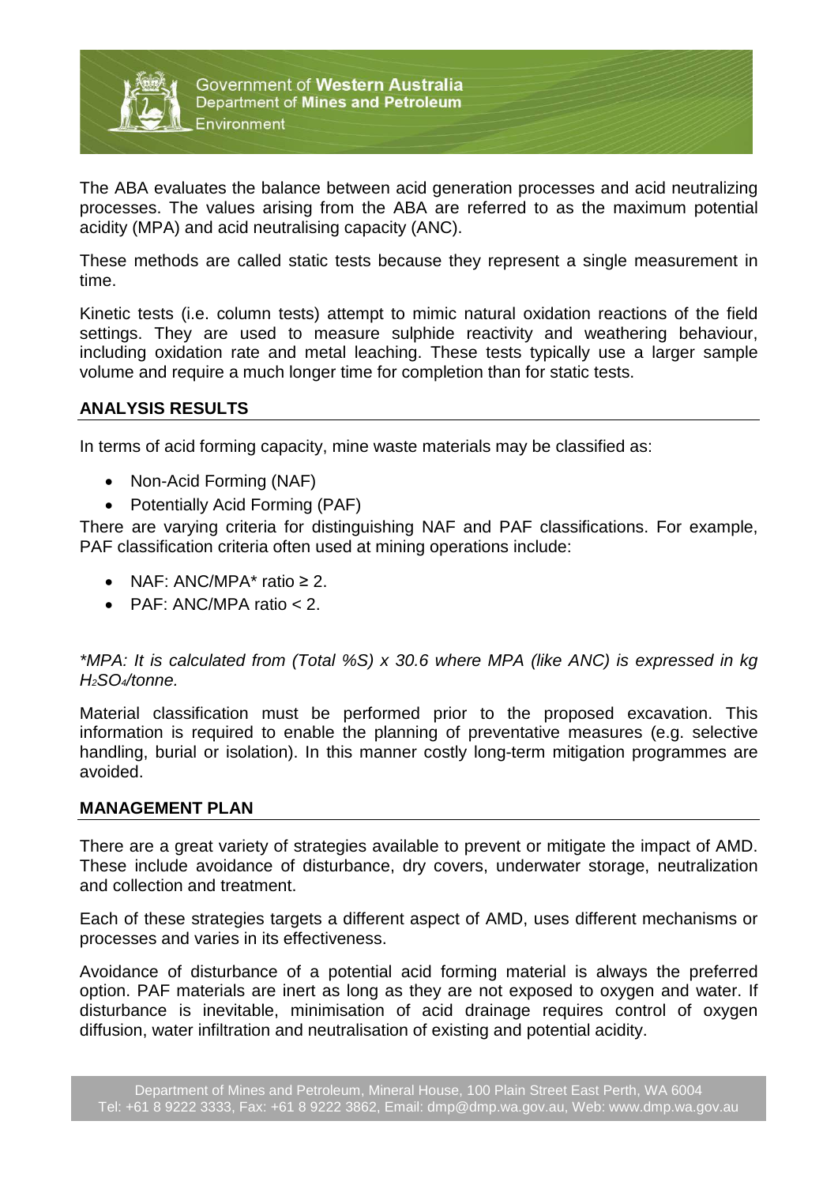The ABA evaluates the balance between acid generation processes and acid neutralizing processes. The values arising from the ABA are referred to as the maximum potential acidity (MPA) and acid neutralising capacity (ANC).

These methods are called static tests because they represent a single measurement in time.

Kinetic tests (i.e. column tests) attempt to mimic natural oxidation reactions of the field settings. They are used to measure sulphide reactivity and weathering behaviour, including oxidation rate and metal leaching. These tests typically use a larger sample volume and require a much longer time for completion than for static tests.

## ANALYSIS RESULTS

In terms of acid forming capacity, mine waste materials may be classified as:

- Non-Acid Forming (NAF)
- Potentially Acid Forming (PAF)

There are varying criteria for distinguishing NAF and PAF classifications. For example, PAF classification criteria often used at mining operations include:

- NAF: ANC/MPA* ratio $\geq 2$.
- PAF: ANC/MPA ratio $< 2$.

*\*MPA: It is calculated from (Total %S) x 30.6 where MPA (like ANC) is expressed in kg $H_2SO_4$/tonne.*

Material classification must be performed prior to the proposed excavation. This information is required to enable the planning of preventative measures (e.g. selective handling, burial or isolation). In this manner costly long-term mitigation programmes are avoided.

## MANAGEMENT PLAN

There are a great variety of strategies available to prevent or mitigate the impact of AMD. These include avoidance of disturbance, dry covers, underwater storage, neutralization and collection and treatment.

Each of these strategies targets a different aspect of AMD, uses different mechanisms or processes and varies in its effectiveness.

Avoidance of disturbance of a potential acid forming material is always the preferred option. PAF materials are inert as long as they are not exposed to oxygen and water. If disturbance is inevitable, minimisation of acid drainage requires control of oxygen diffusion, water infiltration and neutralisation of existing and potential acidity.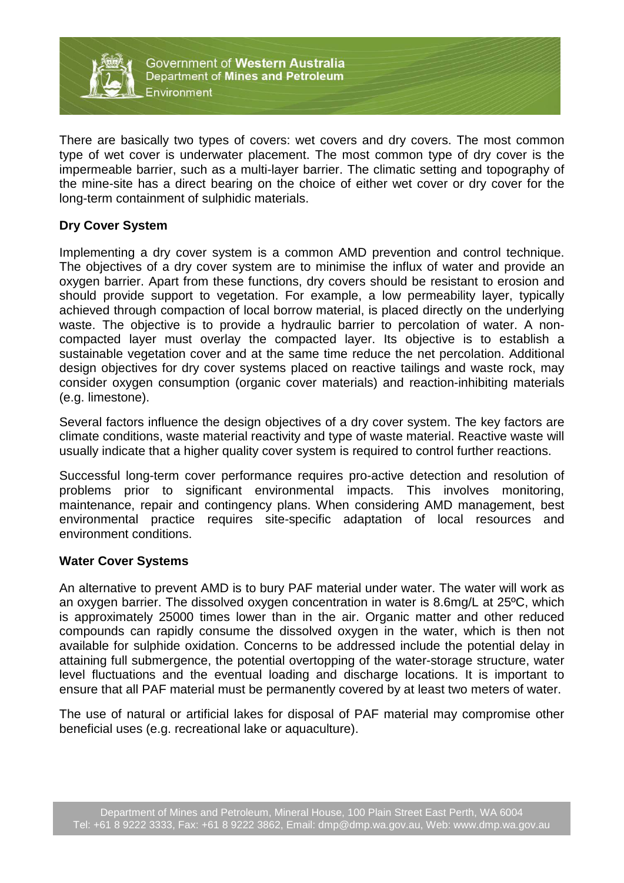There are basically two types of covers: wet covers and dry covers. The most common type of wet cover is underwater placement. The most common type of dry cover is the impermeable barrier, such as a multi-layer barrier. The climatic setting and topography of the mine-site has a direct bearing on the choice of either wet cover or dry cover for the long-term containment of sulphidic materials.

## Dry Cover System

Implementing a dry cover system is a common AMD prevention and control technique. The objectives of a dry cover system are to minimise the influx of water and provide an oxygen barrier. Apart from these functions, dry covers should be resistant to erosion and should provide support to vegetation. For example, a low permeability layer, typically achieved through compaction of local borrow material, is placed directly on the underlying waste. The objective is to provide a hydraulic barrier to percolation of water. A non-compacted layer must overlay the compacted layer. Its objective is to establish a sustainable vegetation cover and at the same time reduce the net percolation. Additional design objectives for dry cover systems placed on reactive tailings and waste rock, may consider oxygen consumption (organic cover materials) and reaction-inhibiting materials (e.g. limestone).

Several factors influence the design objectives of a dry cover system. The key factors are climate conditions, waste material reactivity and type of waste material. Reactive waste will usually indicate that a higher quality cover system is required to control further reactions.

Successful long-term cover performance requires pro-active detection and resolution of problems prior to significant environmental impacts. This involves monitoring, maintenance, repair and contingency plans. When considering AMD management, best environmental practice requires site-specific adaptation of local resources and environment conditions.

## Water Cover Systems

An alternative to prevent AMD is to bury PAF material under water. The water will work as an oxygen barrier. The dissolved oxygen concentration in water is 8.6mg/L at 25ºC, which is approximately 25000 times lower than in the air. Organic matter and other reduced compounds can rapidly consume the dissolved oxygen in the water, which is then not available for sulphide oxidation. Concerns to be addressed include the potential delay in attaining full submergence, the potential overtopping of the water-storage structure, water level fluctuations and the eventual loading and discharge locations. It is important to ensure that all PAF material must be permanently covered by at least two meters of water.

The use of natural or artificial lakes for disposal of PAF material may compromise other beneficial uses (e.g. recreational lake or aquaculture).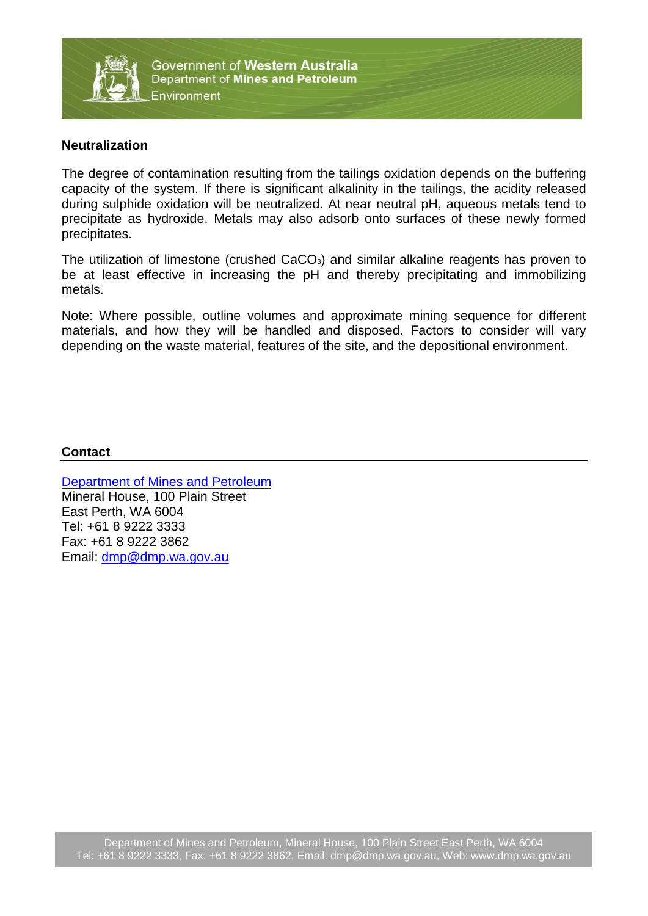## Neutralization

The degree of contamination resulting from the tailings oxidation depends on the buffering capacity of the system. If there is significant alkalinity in the tailings, the acidity released during sulphide oxidation will be neutralized. At near neutral pH, aqueous metals tend to precipitate as hydroxide. Metals may also adsorb onto surfaces of these newly formed precipitates.

The utilization of limestone (crushed $CaCO_3$) and similar alkaline reagents has proven to be at least effective in increasing the pH and thereby precipitating and immobilizing metals.

Note: Where possible, outline volumes and approximate mining sequence for different materials, and how they will be handled and disposed. Factors to consider will vary depending on the waste material, features of the site, and the depositional environment.

## Contact

[Department of Mines and Petroleum](http://www.dmp.wa.gov.au)
Mineral House, 100 Plain Street
East Perth, WA 6004
Tel: +61 8 9222 3333
Fax: +61 8 9222 3862
Email: [dmp@dmp.wa.gov.au](mailto:dmp@dmp.wa.gov.au)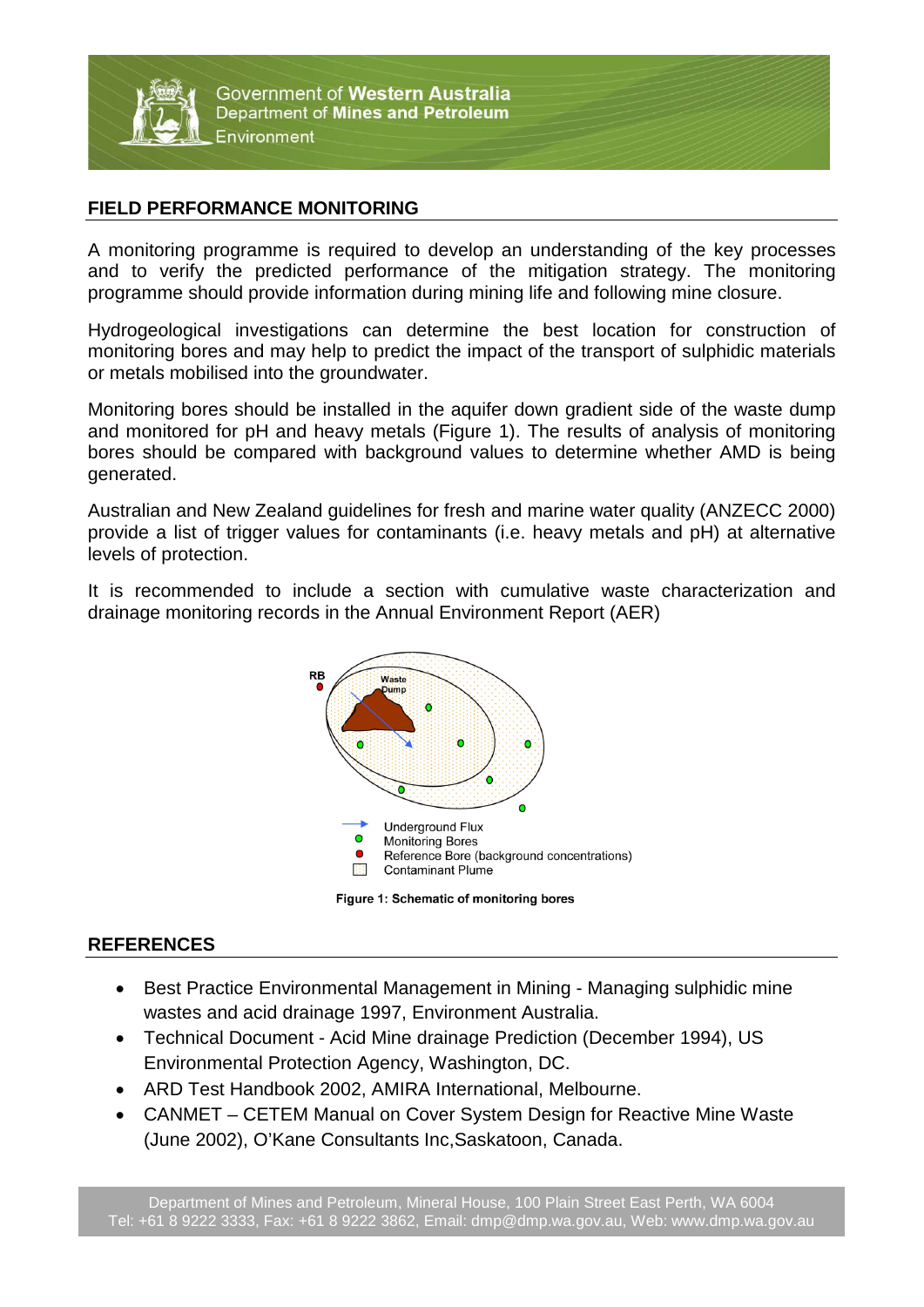## FIELD PERFORMANCE MONITORING

A monitoring programme is required to develop an understanding of the key processes and to verify the predicted performance of the mitigation strategy. The monitoring programme should provide information during mining life and following mine closure.

Hydrogeological investigations can determine the best location for construction of monitoring bores and may help to predict the impact of the transport of sulphidic materials or metals mobilised into the groundwater.

Monitoring bores should be installed in the aquifer down gradient side of the waste dump and monitored for pH and heavy metals (Figure 1). The results of analysis of monitoring bores should be compared with background values to determine whether AMD is being generated.

Australian and New Zealand guidelines for fresh and marine water quality (ANZECC 2000) provide a list of trigger values for contaminants (i.e. heavy metals and pH) at alternative levels of protection.

It is recommended to include a section with cumulative waste characterization and drainage monitoring records in the Annual Environment Report (AER)

RB

Waste Dump

Underground Flux
Monitoring Bores
Reference Bore (background concentrations)
Contaminant Plume

**Figure 1: Schematic of monitoring bores**

## REFERENCES

- Best Practice Environmental Management in Mining - Managing sulphidic mine wastes and acid drainage 1997, Environment Australia.
- Technical Document - Acid Mine drainage Prediction (December 1994), US Environmental Protection Agency, Washington, DC.
- ARD Test Handbook 2002, AMIRA International, Melbourne.
- CANMET – CETEM Manual on Cover System Design for Reactive Mine Waste (June 2002), O'Kane Consultants Inc,Saskatoon, Canada.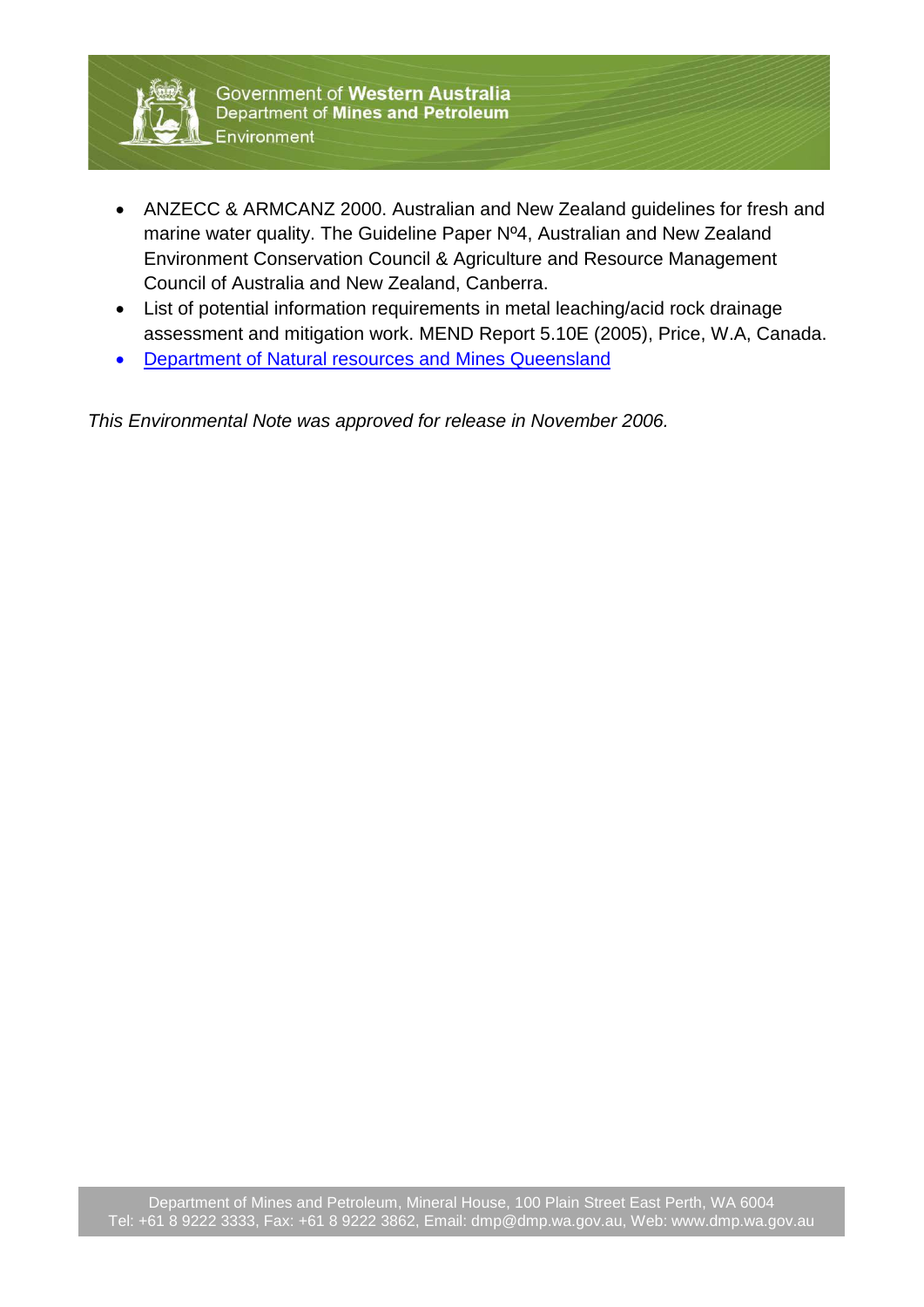- ANZECC & ARMCANZ 2000. Australian and New Zealand guidelines for fresh and marine water quality. The Guideline Paper Nº4, Australian and New Zealand Environment Conservation Council & Agriculture and Resource Management Council of Australia and New Zealand, Canberra.
- List of potential information requirements in metal leaching/acid rock drainage assessment and mitigation work. MEND Report 5.10E (2005), Price, W.A, Canada.
- Department of Natural resources and Mines Queensland

*This Environmental Note was approved for release in November 2006.*